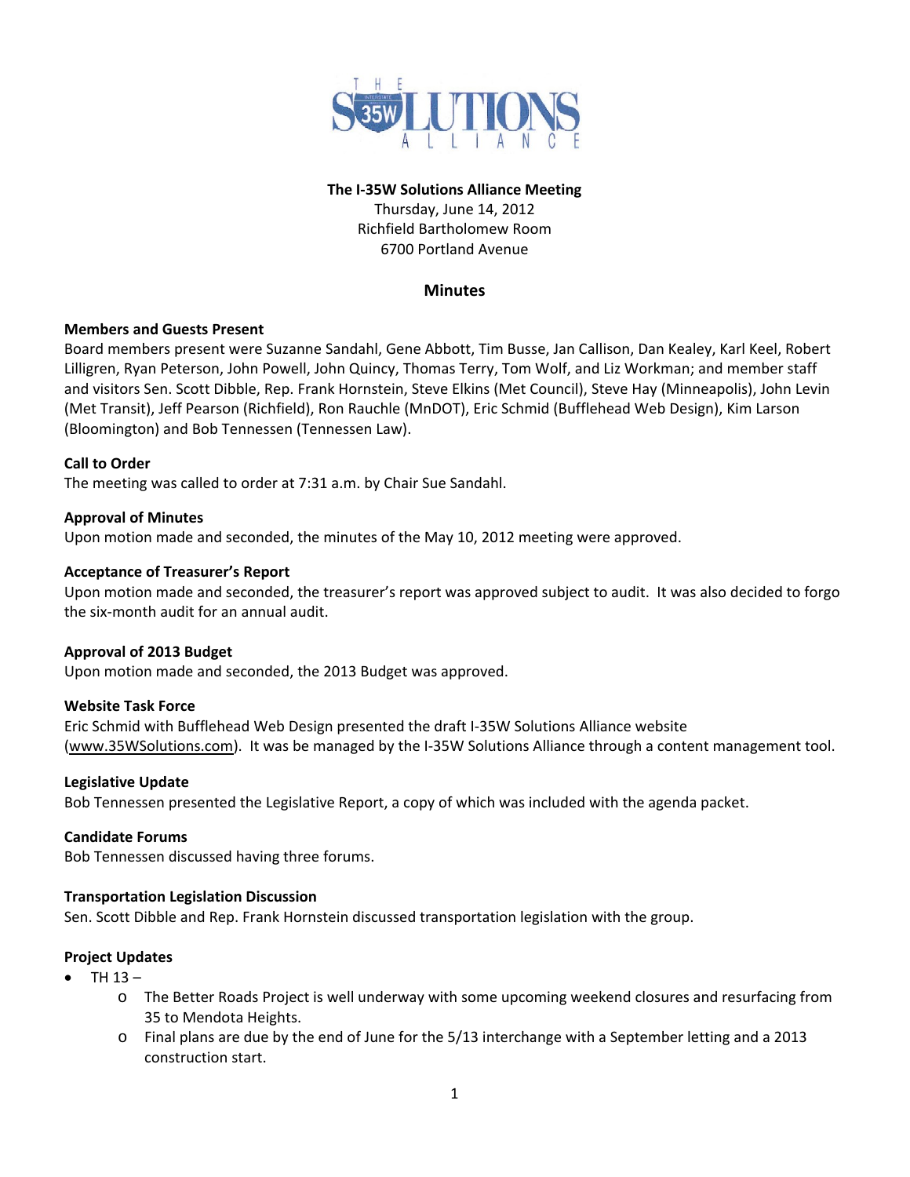**The I-35W Solutions Alliance Meeting**
Thursday, June 14, 2012
Richfield Bartholomew Room
6700 Portland Avenue

## Minutes

**Members and Guests Present**
Board members present were Suzanne Sandahl, Gene Abbott, Tim Busse, Jan Callison, Dan Kealey, Karl Keel, Robert Lilligren, Ryan Peterson, John Powell, John Quincy, Thomas Terry, Tom Wolf, and Liz Workman; and member staff and visitors Sen. Scott Dibble, Rep. Frank Hornstein, Steve Elkins (Met Council), Steve Hay (Minneapolis), John Levin (Met Transit), Jeff Pearson (Richfield), Ron Rauchle (MnDOT), Eric Schmid (Bufflehead Web Design), Kim Larson (Bloomington) and Bob Tennessen (Tennessen Law).

**Call to Order**
The meeting was called to order at 7:31 a.m. by Chair Sue Sandahl.

**Approval of Minutes**
Upon motion made and seconded, the minutes of the May 10, 2012 meeting were approved.

**Acceptance of Treasurer's Report**
Upon motion made and seconded, the treasurer's report was approved subject to audit. It was also decided to forgo the six-month audit for an annual audit.

**Approval of 2013 Budget**
Upon motion made and seconded, the 2013 Budget was approved.

**Website Task Force**
Eric Schmid with Bufflehead Web Design presented the draft I-35W Solutions Alliance website (www.35WSolutions.com). It was be managed by the I-35W Solutions Alliance through a content management tool.

**Legislative Update**
Bob Tennessen presented the Legislative Report, a copy of which was included with the agenda packet.

**Candidate Forums**
Bob Tennessen discussed having three forums.

**Transportation Legislation Discussion**
Sen. Scott Dibble and Rep. Frank Hornstein discussed transportation legislation with the group.

**Project Updates**

- TH 13 –
  - The Better Roads Project is well underway with some upcoming weekend closures and resurfacing from 35 to Mendota Heights.
  - Final plans are due by the end of June for the 5/13 interchange with a September letting and a 2013 construction start.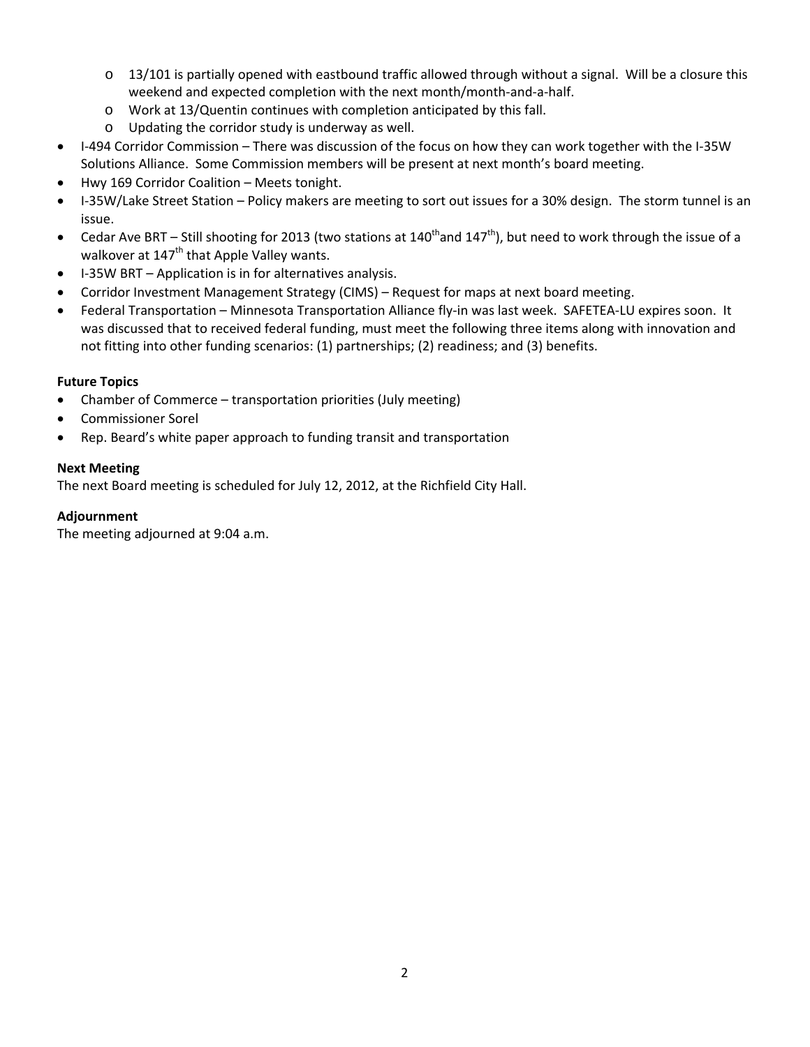- 13/101 is partially opened with eastbound traffic allowed through without a signal. Will be a closure this weekend and expected completion with the next month/month-and-a-half.
  - Work at 13/Quentin continues with completion anticipated by this fall.
  - Updating the corridor study is underway as well.
- I-494 Corridor Commission – There was discussion of the focus on how they can work together with the I-35W Solutions Alliance. Some Commission members will be present at next month's board meeting.
- Hwy 169 Corridor Coalition – Meets tonight.
- I-35W/Lake Street Station – Policy makers are meeting to sort out issues for a 30% design. The storm tunnel is an issue.
- Cedar Ave BRT – Still shooting for 2013 (two stations at 140th and 147th), but need to work through the issue of a walkover at 147th that Apple Valley wants.
- I-35W BRT – Application is in for alternatives analysis.
- Corridor Investment Management Strategy (CIMS) – Request for maps at next board meeting.
- Federal Transportation – Minnesota Transportation Alliance fly-in was last week. SAFETEA-LU expires soon. It was discussed that to received federal funding, must meet the following three items along with innovation and not fitting into other funding scenarios: (1) partnerships; (2) readiness; and (3) benefits.

**Future Topics**

- Chamber of Commerce – transportation priorities (July meeting)
- Commissioner Sorel
- Rep. Beard's white paper approach to funding transit and transportation

**Next Meeting**

The next Board meeting is scheduled for July 12, 2012, at the Richfield City Hall.

**Adjournment**

The meeting adjourned at 9:04 a.m.